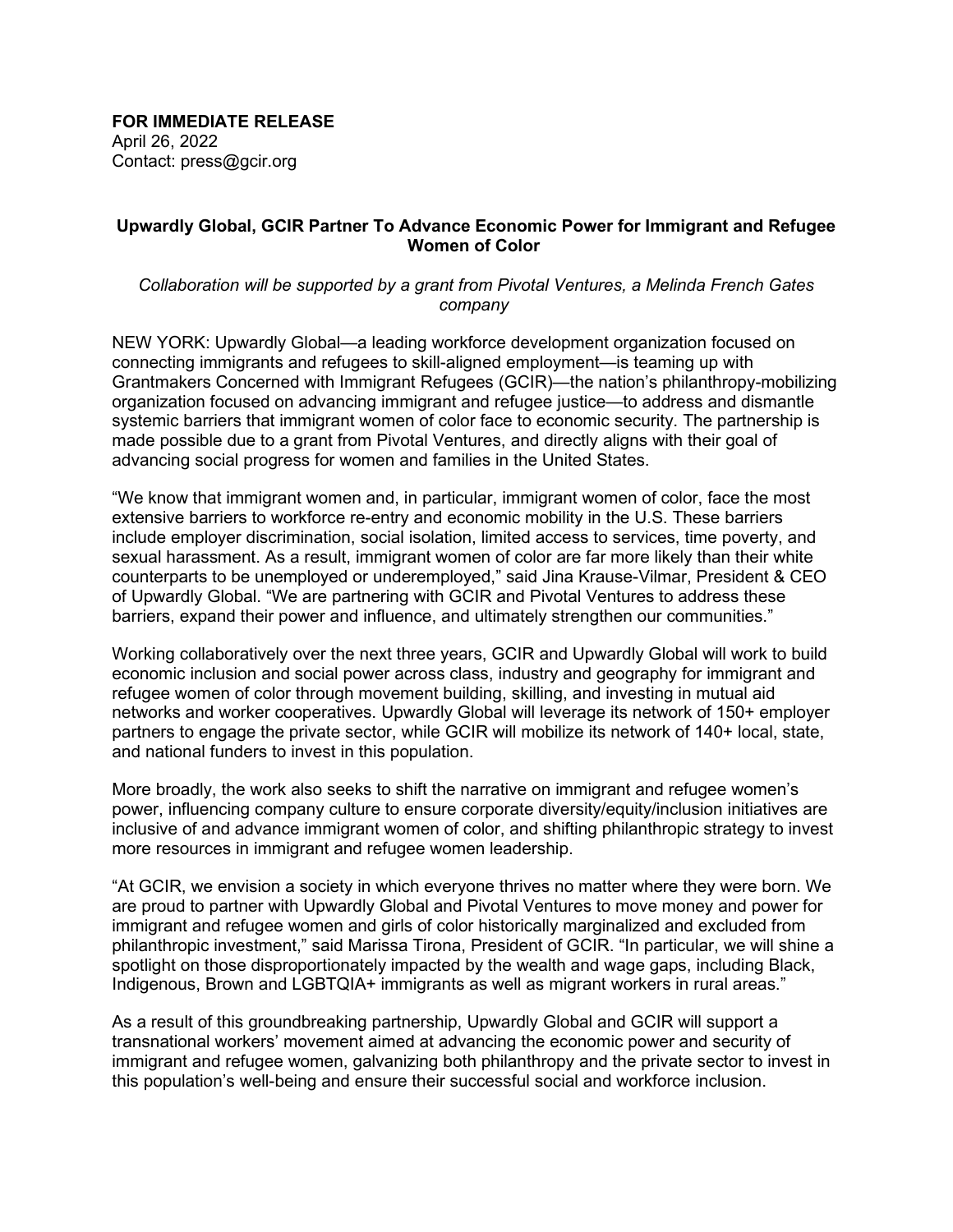**FOR IMMEDIATE RELEASE**
April 26, 2022
Contact: press@gcir.org

## Upwardly Global, GCIR Partner To Advance Economic Power for Immigrant and Refugee Women of Color

*Collaboration will be supported by a grant from Pivotal Ventures, a Melinda French Gates company*

NEW YORK: Upwardly Global—a leading workforce development organization focused on connecting immigrants and refugees to skill-aligned employment—is teaming up with Grantmakers Concerned with Immigrant Refugees (GCIR)—the nation's philanthropy-mobilizing organization focused on advancing immigrant and refugee justice—to address and dismantle systemic barriers that immigrant women of color face to economic security. The partnership is made possible due to a grant from Pivotal Ventures, and directly aligns with their goal of advancing social progress for women and families in the United States.

"We know that immigrant women and, in particular, immigrant women of color, face the most extensive barriers to workforce re-entry and economic mobility in the U.S. These barriers include employer discrimination, social isolation, limited access to services, time poverty, and sexual harassment. As a result, immigrant women of color are far more likely than their white counterparts to be unemployed or underemployed," said Jina Krause-Vilmar, President & CEO of Upwardly Global. "We are partnering with GCIR and Pivotal Ventures to address these barriers, expand their power and influence, and ultimately strengthen our communities."

Working collaboratively over the next three years, GCIR and Upwardly Global will work to build economic inclusion and social power across class, industry and geography for immigrant and refugee women of color through movement building, skilling, and investing in mutual aid networks and worker cooperatives. Upwardly Global will leverage its network of 150+ employer partners to engage the private sector, while GCIR will mobilize its network of 140+ local, state, and national funders to invest in this population.

More broadly, the work also seeks to shift the narrative on immigrant and refugee women's power, influencing company culture to ensure corporate diversity/equity/inclusion initiatives are inclusive of and advance immigrant women of color, and shifting philanthropic strategy to invest more resources in immigrant and refugee women leadership.

"At GCIR, we envision a society in which everyone thrives no matter where they were born. We are proud to partner with Upwardly Global and Pivotal Ventures to move money and power for immigrant and refugee women and girls of color historically marginalized and excluded from philanthropic investment," said Marissa Tirona, President of GCIR. "In particular, we will shine a spotlight on those disproportionately impacted by the wealth and wage gaps, including Black, Indigenous, Brown and LGBTQIA+ immigrants as well as migrant workers in rural areas."

As a result of this groundbreaking partnership, Upwardly Global and GCIR will support a transnational workers' movement aimed at advancing the economic power and security of immigrant and refugee women, galvanizing both philanthropy and the private sector to invest in this population's well-being and ensure their successful social and workforce inclusion.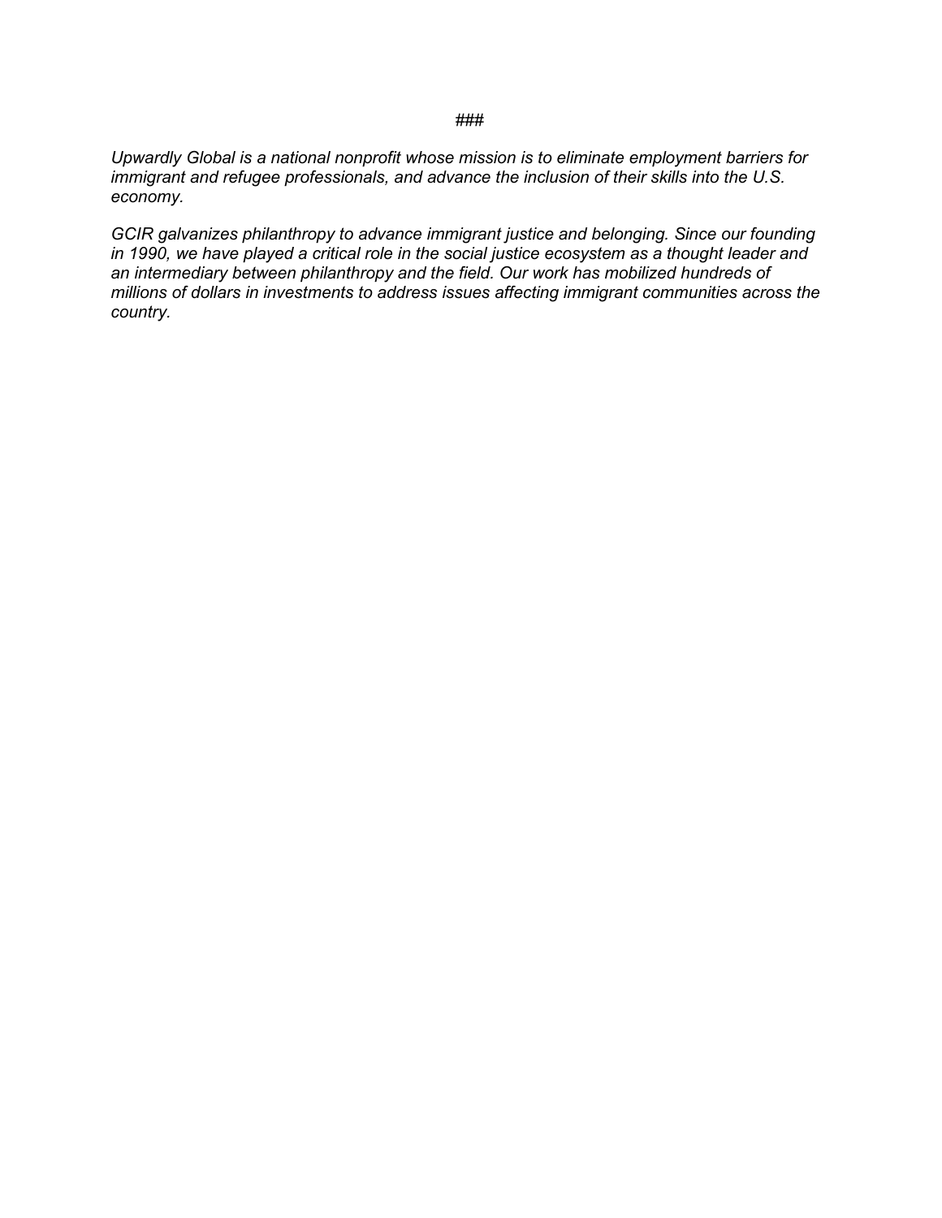###

*Upwardly Global is a national nonprofit whose mission is to eliminate employment barriers for immigrant and refugee professionals, and advance the inclusion of their skills into the U.S. economy.*

*GCIR galvanizes philanthropy to advance immigrant justice and belonging. Since our founding in 1990, we have played a critical role in the social justice ecosystem as a thought leader and an intermediary between philanthropy and the field. Our work has mobilized hundreds of millions of dollars in investments to address issues affecting immigrant communities across the country.*